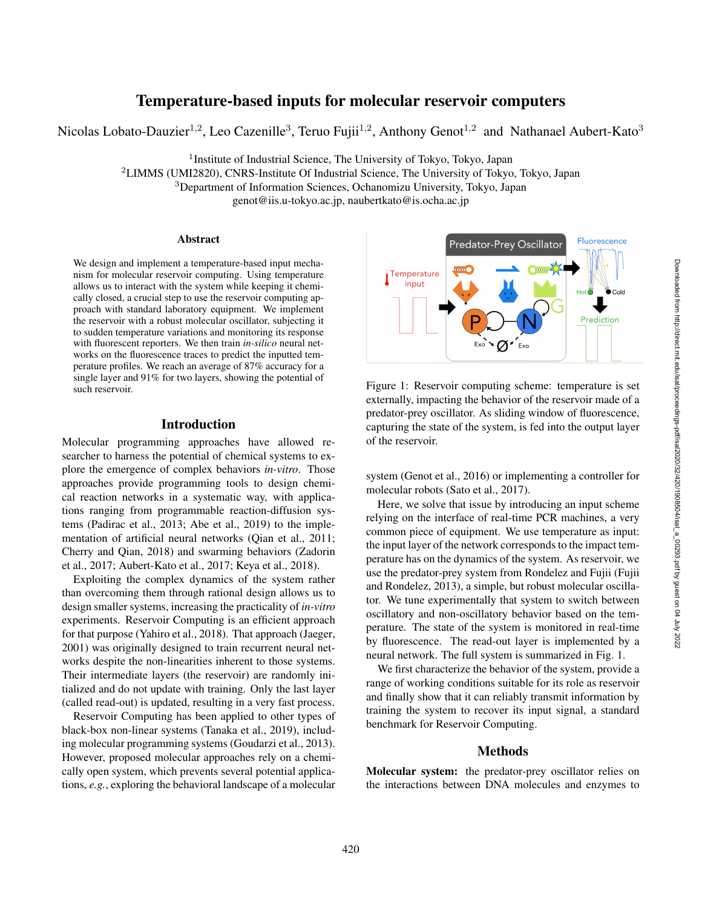# Temperature-based inputs for molecular reservoir computers

Nicolas Lobato-Dauzier[1,2], Leo Cazenille[3], Teruo Fujii[1,2], Anthony Genot[1,2] and Nathanael Aubert-Kato[3]

[1]Institute of Industrial Science, The University of Tokyo, Tokyo, Japan
[2]LIMMS (UMI2820), CNRS-Institute Of Industrial Science, The University of Tokyo, Tokyo, Japan
[3]Department of Information Sciences, Ochanomizu University, Tokyo, Japan
genot@iis.u-tokyo.ac.jp, naubertkato@is.ocha.ac.jp

## Abstract

We design and implement a temperature-based input mechanism for molecular reservoir computing. Using temperature allows us to interact with the system while keeping it chemically closed, a crucial step to use the reservoir computing approach with standard laboratory equipment. We implement the reservoir with a robust molecular oscillator, subjecting it to sudden temperature variations and monitoring its response with fluorescent reporters. We then train *in-silico* neural networks on the fluorescence traces to predict the inputted temperature profiles. We reach an average of 87% accuracy for a single layer and 91% for two layers, showing the potential of such reservoir.

## Introduction

Molecular programming approaches have allowed researcher to harness the potential of chemical systems to explore the emergence of complex behaviors *in-vitro*. Those approaches provide programming tools to design chemical reaction networks in a systematic way, with applications ranging from programmable reaction-diffusion systems (Padirac et al., 2013; Abe et al., 2019) to the implementation of artificial neural networks (Qian et al., 2011; Cherry and Qian, 2018) and swarming behaviors (Zadorin et al., 2017; Aubert-Kato et al., 2017; Keya et al., 2018).

Exploiting the complex dynamics of the system rather than overcoming them through rational design allows us to design smaller systems, increasing the practicality of *in-vitro* experiments. Reservoir Computing is an efficient approach for that purpose (Yahiro et al., 2018). That approach (Jaeger, 2001) was originally designed to train recurrent neural networks despite the non-linearities inherent to those systems. Their intermediate layers (the reservoir) are randomly initialized and do not update with training. Only the last layer (called read-out) is updated, resulting in a very fast process.

Reservoir Computing has been applied to other types of black-box non-linear systems (Tanaka et al., 2019), including molecular programming systems (Goudarzi et al., 2013). However, proposed molecular approaches rely on a chemically open system, which prevents several potential applications, *e.g.*, exploring the behavioral landscape of a molecular system (Genot et al., 2016) or implementing a controller for molecular robots (Sato et al., 2017).

Figure 1: Reservoir computing scheme: temperature is set externally, impacting the behavior of the reservoir made of a predator-prey oscillator. As sliding window of fluorescence, capturing the state of the system, is fed into the output layer of the reservoir.

Here, we solve that issue by introducing an input scheme relying on the interface of real-time PCR machines, a very common piece of equipment. We use temperature as input: the input layer of the network corresponds to the impact temperature has on the dynamics of the system. As reservoir, we use the predator-prey system from Rondelez and Fujii (Fujii and Rondelez, 2013), a simple, but robust molecular oscillator. We tune experimentally that system to switch between oscillatory and non-oscillatory behavior based on the temperature. The state of the system is monitored in real-time by fluorescence. The read-out layer is implemented by a neural network. The full system is summarized in Fig. 1.

We first characterize the behavior of the system, provide a range of working conditions suitable for its role as reservoir and finally show that it can reliably transmit information by training the system to recover its input signal, a standard benchmark for Reservoir Computing.

## Methods

**Molecular system:** the predator-prey oscillator relies on the interactions between DNA molecules and enzymes to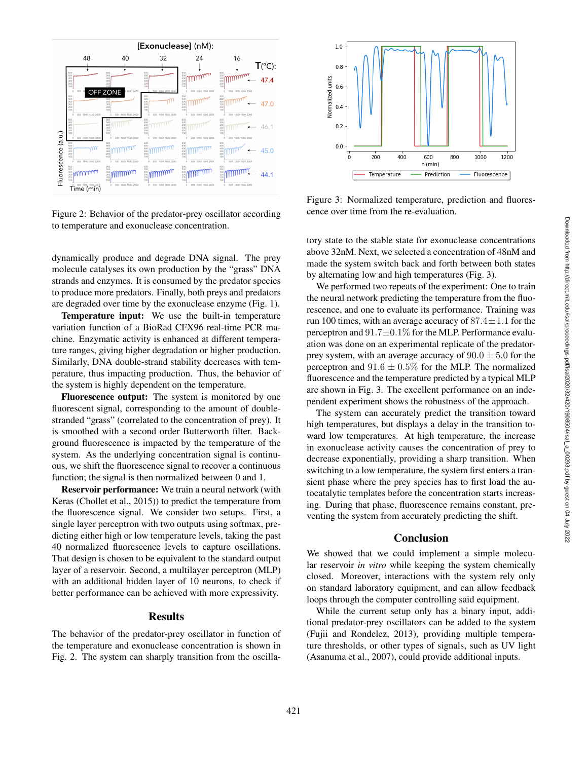Figure 2: Behavior of the predator-prey oscillator according to temperature and exonuclease concentration.

dynamically produce and degrade DNA signal. The prey molecule catalyses its own production by the "grass" DNA strands and enzymes. It is consumed by the predator species to produce more predators. Finally, both preys and predators are degraded over time by the exonuclease enzyme (Fig. 1).

**Temperature input:** We use the built-in temperature variation function of a BioRad CFX96 real-time PCR machine. Enzymatic activity is enhanced at different temperature ranges, giving higher degradation or higher production. Similarly, DNA double-strand stability decreases with temperature, thus impacting production. Thus, the behavior of the system is highly dependent on the temperature.

**Fluorescence output:** The system is monitored by one fluorescent signal, corresponding to the amount of double-stranded "grass" (correlated to the concentration of prey). It is smoothed with a second order Butterworth filter. Background fluorescence is impacted by the temperature of the system. As the underlying concentration signal is continuous, we shift the fluorescence signal to recover a continuous function; the signal is then normalized between 0 and 1.

**Reservoir performance:** We train a neural network (with Keras (Chollet et al., 2015)) to predict the temperature from the fluorescence signal. We consider two setups. First, a single layer perceptron with two outputs using softmax, predicting either high or low temperature levels, taking the past 40 normalized fluorescence levels to capture oscillations. That design is chosen to be equivalent to the standard output layer of a reservoir. Second, a multilayer perceptron (MLP) with an additional hidden layer of 10 neurons, to check if better performance can be achieved with more expressivity.

## Results

The behavior of the predator-prey oscillator in function of the temperature and exonuclease concentration is shown in Fig. 2. The system can sharply transition from the oscillatory state to the stable state for exonuclease concentrations above 32nM. Next, we selected a concentration of 48nM and made the system switch back and forth between both states by alternating low and high temperatures (Fig. 3).

Figure 3: Normalized temperature, prediction and fluorescence over time from the re-evaluation.

We performed two repeats of the experiment: One to train the neural network predicting the temperature from the fluorescence, and one to evaluate its performance. Training was run 100 times, with an average accuracy of $87.4 \pm 1.1$ for the perceptron and $91.7 \pm 0.1\%$ for the MLP. Performance evaluation was done on an experimental replicate of the predator-prey system, with an average accuracy of $90.0 \pm 5.0$ for the perceptron and $91.6 \pm 0.5\%$ for the MLP. The normalized fluorescence and the temperature predicted by a typical MLP are shown in Fig. 3. The excellent performance on an independent experiment shows the robustness of the approach.

The system can accurately predict the transition toward high temperatures, but displays a delay in the transition toward low temperatures. At high temperature, the increase in exonuclease activity causes the concentration of prey to decrease exponentially, providing a sharp transition. When switching to a low temperature, the system first enters a transient phase where the prey species has to first load the autocatalytic templates before the concentration starts increasing. During that phase, fluorescence remains constant, preventing the system from accurately predicting the shift.

## Conclusion

We showed that we could implement a simple molecular reservoir *in vitro* while keeping the system chemically closed. Moreover, interactions with the system rely only on standard laboratory equipment, and can allow feedback loops through the computer controlling said equipment.

While the current setup only has a binary input, additional predator-prey oscillators can be added to the system (Fujii and Rondelez, 2013), providing multiple temperature thresholds, or other types of signals, such as UV light (Asanuma et al., 2007), could provide additional inputs.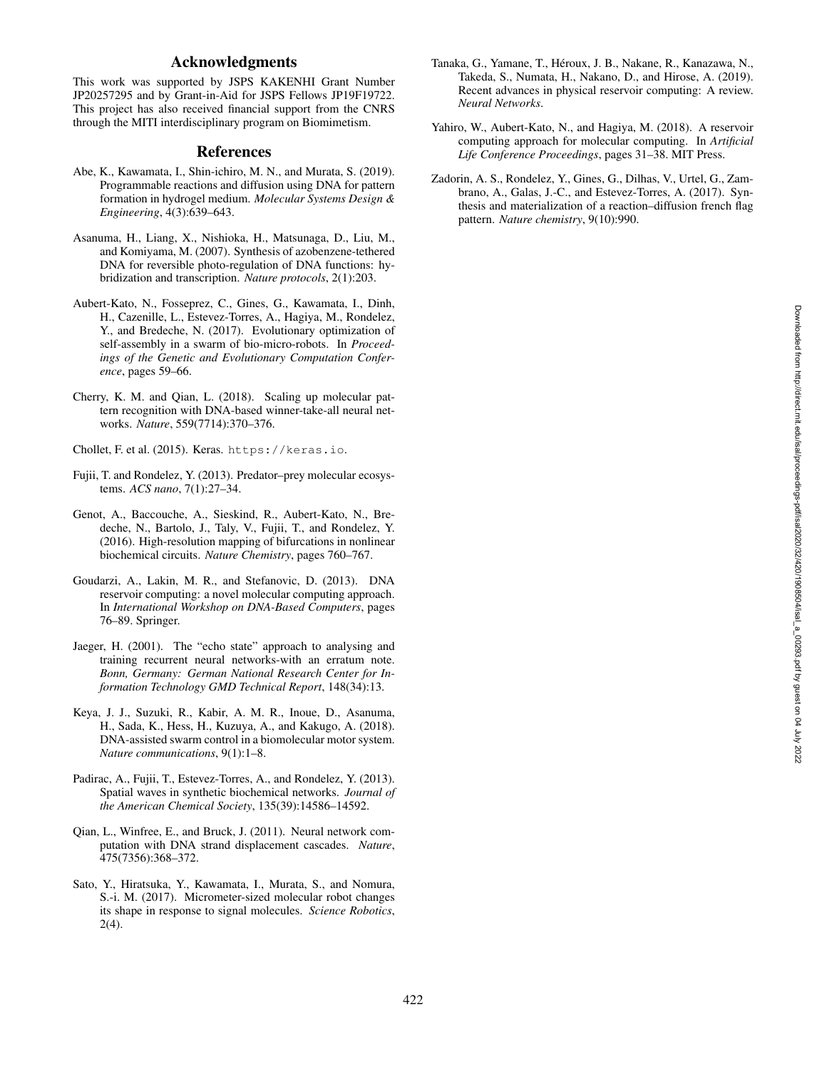## Acknowledgments

This work was supported by JSPS KAKENHI Grant Number JP20257295 and by Grant-in-Aid for JSPS Fellows JP19F19722. This project has also received financial support from the CNRS through the MITI interdisciplinary program on Biomimetism.

## References

Abe, K., Kawamata, I., Shin-ichiro, M. N., and Murata, S. (2019). Programmable reactions and diffusion using DNA for pattern formation in hydrogel medium. *Molecular Systems Design & Engineering*, 4(3):639–643.

Asanuma, H., Liang, X., Nishioka, H., Matsunaga, D., Liu, M., and Komiyama, M. (2007). Synthesis of azobenzene-tethered DNA for reversible photo-regulation of DNA functions: hybridization and transcription. *Nature protocols*, 2(1):203.

Aubert-Kato, N., Fosseprez, C., Gines, G., Kawamata, I., Dinh, H., Cazenille, L., Estevez-Torres, A., Hagiya, M., Rondelez, Y., and Bredeche, N. (2017). Evolutionary optimization of self-assembly in a swarm of bio-micro-robots. In *Proceedings of the Genetic and Evolutionary Computation Conference*, pages 59–66.

Cherry, K. M. and Qian, L. (2018). Scaling up molecular pattern recognition with DNA-based winner-take-all neural networks. *Nature*, 559(7714):370–376.

Chollet, F. et al. (2015). Keras. https://keras.io.

Fujii, T. and Rondelez, Y. (2013). Predator–prey molecular ecosystems. *ACS nano*, 7(1):27–34.

Genot, A., Baccouche, A., Sieskind, R., Aubert-Kato, N., Bredeche, N., Bartolo, J., Taly, V., Fujii, T., and Rondelez, Y. (2016). High-resolution mapping of bifurcations in nonlinear biochemical circuits. *Nature Chemistry*, pages 760–767.

Goudarzi, A., Lakin, M. R., and Stefanovic, D. (2013). DNA reservoir computing: a novel molecular computing approach. In *International Workshop on DNA-Based Computers*, pages 76–89. Springer.

Jaeger, H. (2001). The "echo state" approach to analysing and training recurrent neural networks-with an erratum note. *Bonn, Germany: German National Research Center for Information Technology GMD Technical Report*, 148(34):13.

Keya, J. J., Suzuki, R., Kabir, A. M. R., Inoue, D., Asanuma, H., Sada, K., Hess, H., Kuzuya, A., and Kakugo, A. (2018). DNA-assisted swarm control in a biomolecular motor system. *Nature communications*, 9(1):1–8.

Padirac, A., Fujii, T., Estevez-Torres, A., and Rondelez, Y. (2013). Spatial waves in synthetic biochemical networks. *Journal of the American Chemical Society*, 135(39):14586–14592.

Qian, L., Winfree, E., and Bruck, J. (2011). Neural network computation with DNA strand displacement cascades. *Nature*, 475(7356):368–372.

Sato, Y., Hiratsuka, Y., Kawamata, I., Murata, S., and Nomura, S.-i. M. (2017). Micrometer-sized molecular robot changes its shape in response to signal molecules. *Science Robotics*, 2(4).

Tanaka, G., Yamane, T., Héroux, J. B., Nakane, R., Kanazawa, N., Takeda, S., Numata, H., Nakano, D., and Hirose, A. (2019). Recent advances in physical reservoir computing: A review. *Neural Networks*.

Yahiro, W., Aubert-Kato, N., and Hagiya, M. (2018). A reservoir computing approach for molecular computing. In *Artificial Life Conference Proceedings*, pages 31–38. MIT Press.

Zadorin, A. S., Rondelez, Y., Gines, G., Dilhas, V., Urtel, G., Zambrano, A., Galas, J.-C., and Estevez-Torres, A. (2017). Synthesis and materialization of a reaction–diffusion french flag pattern. *Nature chemistry*, 9(10):990.